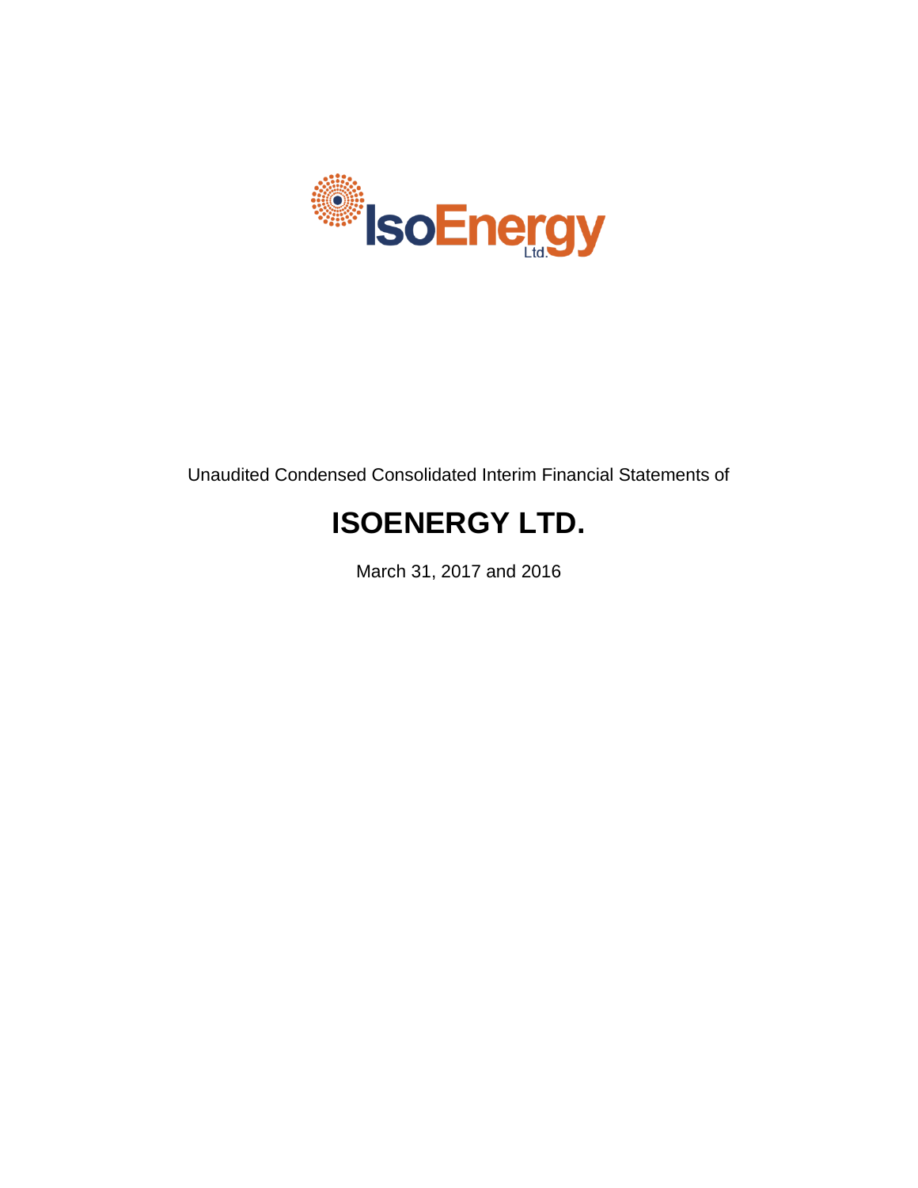Unaudited Condensed Consolidated Interim Financial Statements of

# ISOENERGY LTD.

March 31, 2017 and 2016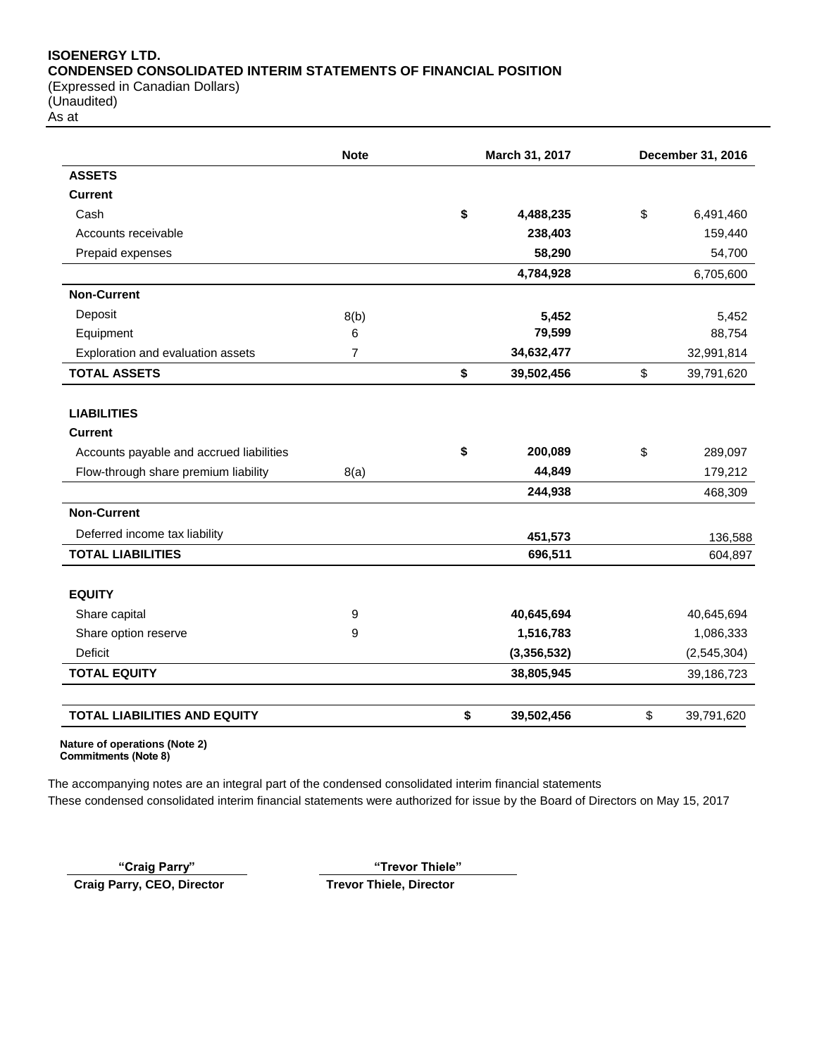**ISOENERGY LTD.**
**CONDENSED CONSOLIDATED INTERIM STATEMENTS OF FINANCIAL POSITION**
(Expressed in Canadian Dollars)
(Unaudited)
As at

| | Note | March 31, 2017 | December 31, 2016 |
|---|---|---|---|
| **ASSETS** | | | |
| **Current** | | | |
| Cash | | **$ 4,488,235** | $ 6,491,460 |
| Accounts receivable | | **238,403** | 159,440 |
| Prepaid expenses | | **58,290** | 54,700 |
| | | **4,784,928** | 6,705,600 |
| **Non-Current** | | | |
| Deposit | 8(b) | **5,452** | 5,452 |
| Equipment | 6 | **79,599** | 88,754 |
| Exploration and evaluation assets | 7 | **34,632,477** | 32,991,814 |
| **TOTAL ASSETS** | | **$ 39,502,456** | $ 39,791,620 |
| | | | |
| **LIABILITIES** | | | |
| **Current** | | | |
| Accounts payable and accrued liabilities | | **$ 200,089** | $ 289,097 |
| Flow-through share premium liability | 8(a) | **44,849** | 179,212 |
| | | **244,938** | 468,309 |
| **Non-Current** | | | |
| Deferred income tax liability | | **451,573** | 136,588 |
| **TOTAL LIABILITIES** | | **696,511** | 604,897 |
| | | | |
| **EQUITY** | | | |
| Share capital | 9 | **40,645,694** | 40,645,694 |
| Share option reserve | 9 | **1,516,783** | 1,086,333 |
| Deficit | | **(3,356,532)** | (2,545,304) |
| **TOTAL EQUITY** | | **38,805,945** | 39,186,723 |
| | | | |
| **TOTAL LIABILITIES AND EQUITY** | | **$ 39,502,456** | $ 39,791,620 |

**Nature of operations (Note 2)**
**Commitments (Note 8)**

The accompanying notes are an integral part of the condensed consolidated interim financial statements
These condensed consolidated interim financial statements were authorized for issue by the Board of Directors on May 15, 2017

**"Craig Parry"**
**Craig Parry, CEO, Director**

**"Trevor Thiele"**
**Trevor Thiele, Director**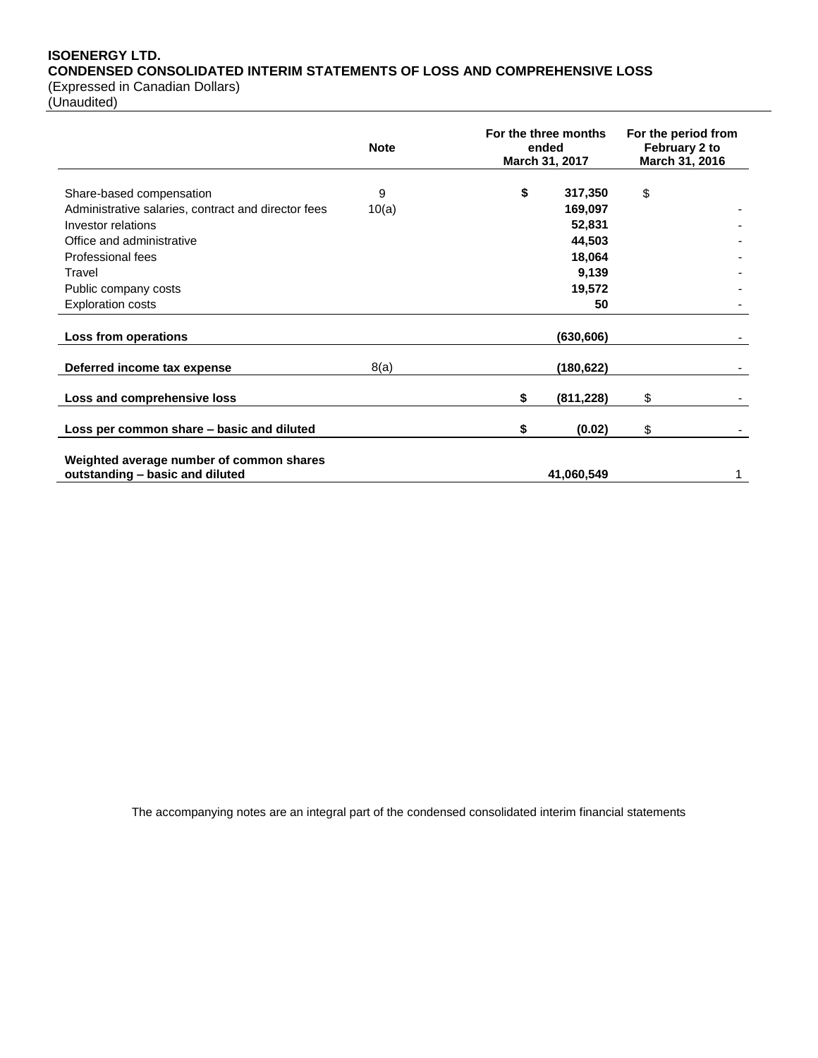**ISOENERGY LTD.**
**CONDENSED CONSOLIDATED INTERIM STATEMENTS OF LOSS AND COMPREHENSIVE LOSS**
(Expressed in Canadian Dollars)
(Unaudited)

| | Note | For the three months ended March 31, 2017 | For the period from February 2 to March 31, 2016 |
|---|---|---|---|
| Share-based compensation | 9 | $ 317,350 | $ |
| Administrative salaries, contract and director fees | 10(a) | 169,097 | - |
| Investor relations | | 52,831 | - |
| Office and administrative | | 44,503 | - |
| Professional fees | | 18,064 | - |
| Travel | | 9,139 | - |
| Public company costs | | 19,572 | - |
| Exploration costs | | 50 | - |
| **Loss from operations** | | (630,606) | - |
| **Deferred income tax expense** | 8(a) | (180,622) | - |
| **Loss and comprehensive loss** | | $ (811,228) | $ - |
| **Loss per common share – basic and diluted** | | $ (0.02) | $ - |
| **Weighted average number of common shares outstanding – basic and diluted** | | 41,060,549 | 1 |

The accompanying notes are an integral part of the condensed consolidated interim financial statements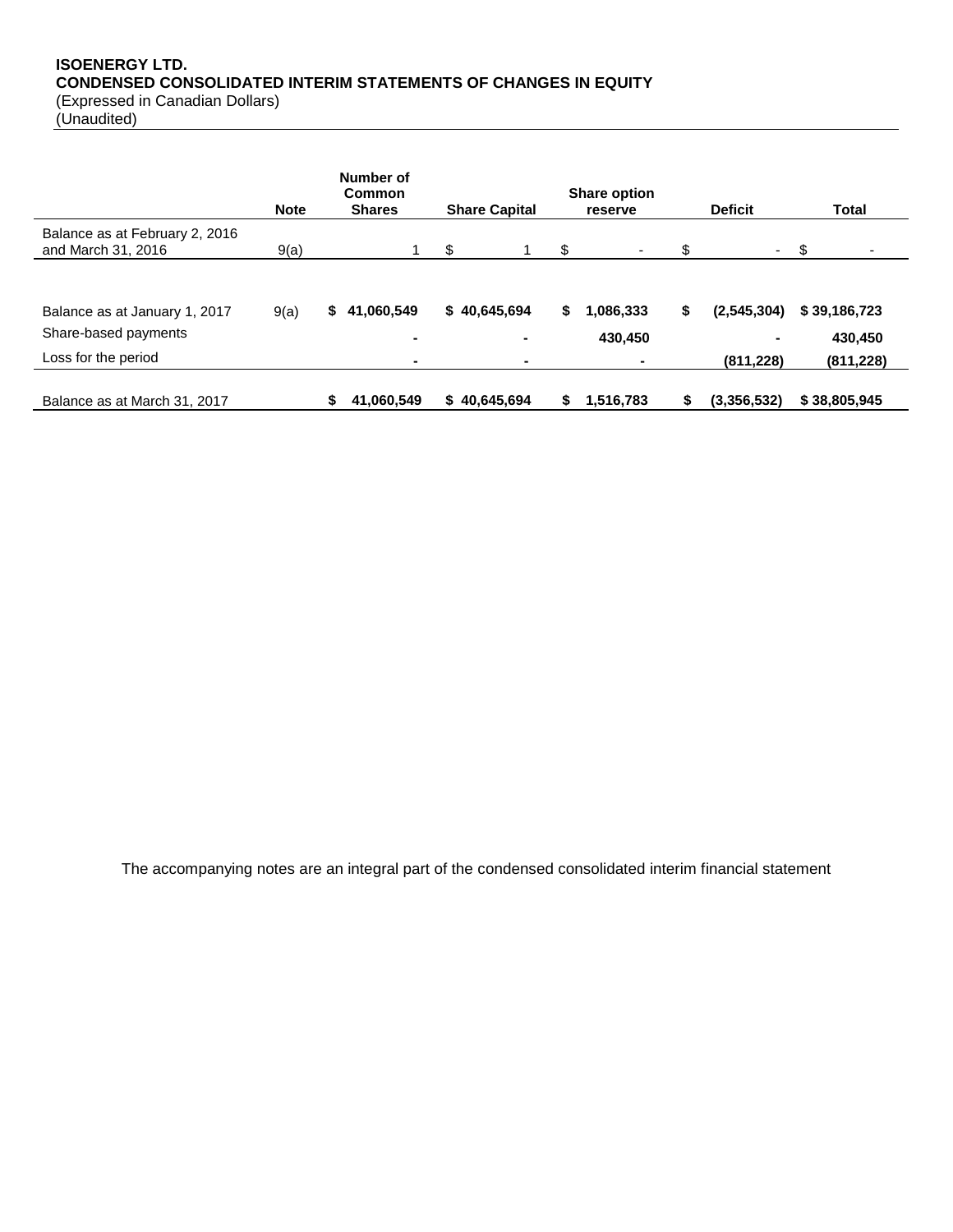**ISOENERGY LTD.**
**CONDENSED CONSOLIDATED INTERIM STATEMENTS OF CHANGES IN EQUITY**
(Expressed in Canadian Dollars)
(Unaudited)

| | Note | Number of Common Shares | Share Capital | Share option reserve | Deficit | Total |
|---|---|---|---|---|---|---|
| Balance as at February 2, 2016 and March 31, 2016 | 9(a) | 1 | $ 1 | $ - | $ - | $ - |
| | | | | | | |
| **Balance as at January 1, 2017** | 9(a) | **$ 41,060,549** | **$ 40,645,694** | **$ 1,086,333** | **$ (2,545,304)** | **$ 39,186,723** |
| Share-based payments | | **-** | **-** | **430,450** | **-** | **430,450** |
| Loss for the period | | **-** | **-** | **-** | **(811,228)** | **(811,228)** |
| **Balance as at March 31, 2017** | | **$ 41,060,549** | **$ 40,645,694** | **$ 1,516,783** | **$ (3,356,532)** | **$ 38,805,945** |

The accompanying notes are an integral part of the condensed consolidated interim financial statement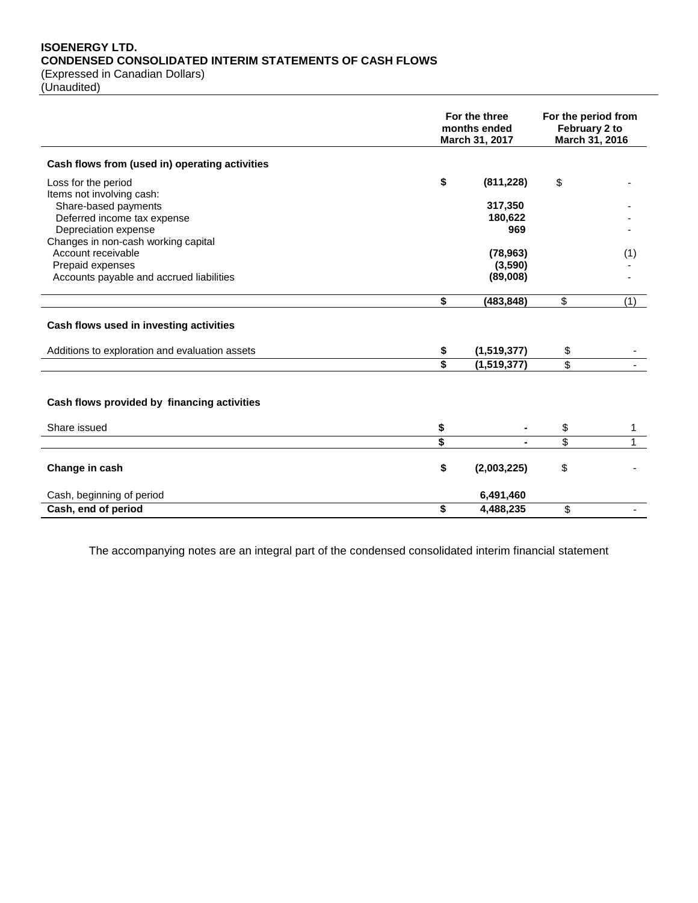**ISOENERGY LTD.**
**CONDENSED CONSOLIDATED INTERIM STATEMENTS OF CASH FLOWS**
(Expressed in Canadian Dollars)
(Unaudited)

| | For the three months ended March 31, 2017 | For the period from February 2 to March 31, 2016 |
|---|---|---|
| **Cash flows from (used in) operating activities** | | |
| Loss for the period | **$ (811,228)** | $ - |
| Items not involving cash: | | |
| Share-based payments | **317,350** | - |
| Deferred income tax expense | **180,622** | - |
| Depreciation expense | **969** | - |
| Changes in non-cash working capital | | |
| Account receivable | **(78,963)** | (1) |
| Prepaid expenses | **(3,590)** | - |
| Accounts payable and accrued liabilities | **(89,008)** | - |
| | **$ (483,848)** | $ (1) |
| **Cash flows used in investing activities** | | |
| Additions to exploration and evaluation assets | **$ (1,519,377)** | $ - |
| | **$ (1,519,377)** | $ - |
| **Cash flows provided by financing activities** | | |
| Share issued | **$ -** | $ 1 |
| | **$ -** | $ 1 |
| **Change in cash** | **$ (2,003,225)** | $ - |
| Cash, beginning of period | **6,491,460** | |
| **Cash, end of period** | **$ 4,488,235** | $ - |

The accompanying notes are an integral part of the condensed consolidated interim financial statement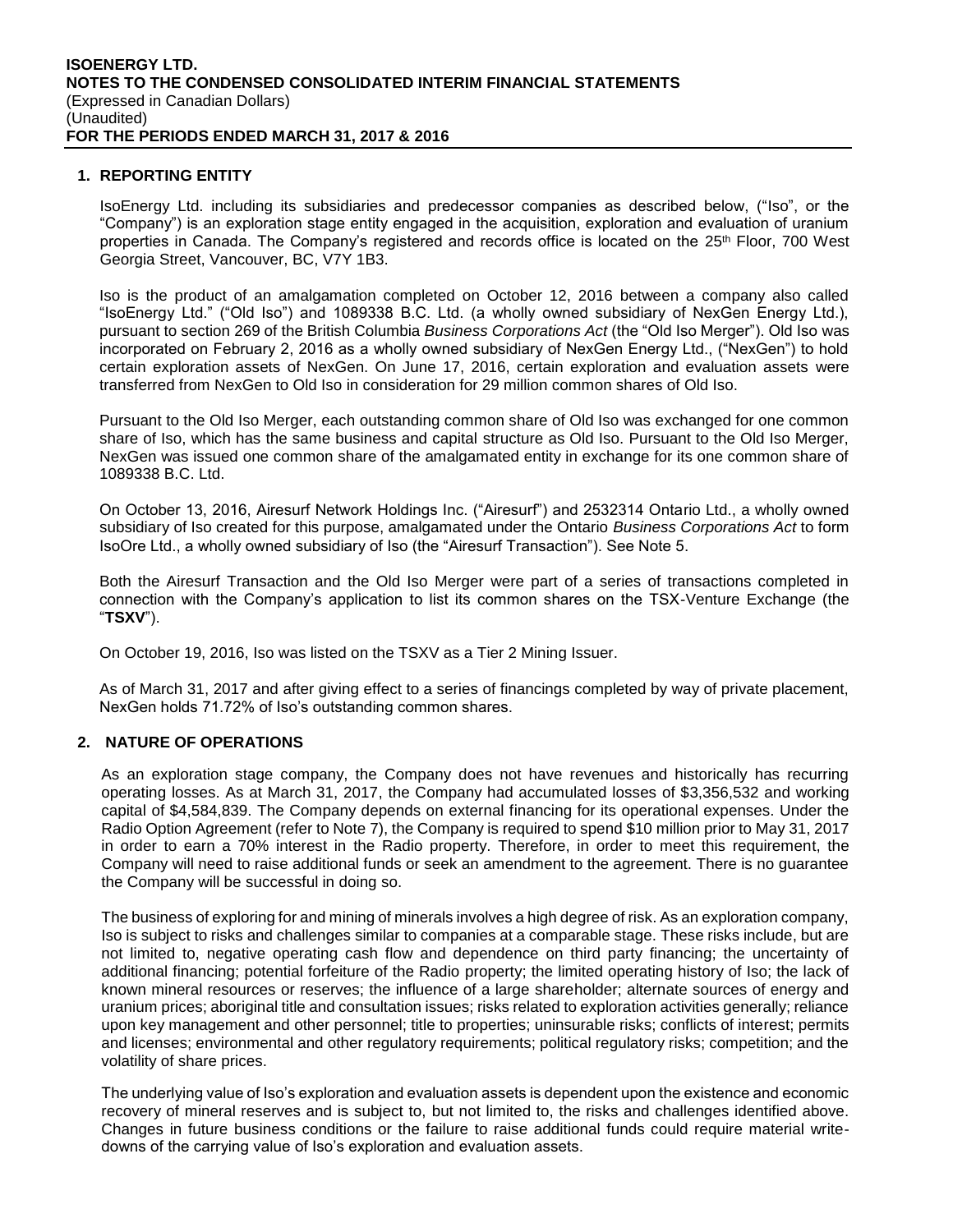## 1. REPORTING ENTITY

IsoEnergy Ltd. including its subsidiaries and predecessor companies as described below, ("Iso", or the "Company") is an exploration stage entity engaged in the acquisition, exploration and evaluation of uranium properties in Canada. The Company's registered and records office is located on the 25th Floor, 700 West Georgia Street, Vancouver, BC, V7Y 1B3.

Iso is the product of an amalgamation completed on October 12, 2016 between a company also called "IsoEnergy Ltd." ("Old Iso") and 1089338 B.C. Ltd. (a wholly owned subsidiary of NexGen Energy Ltd.), pursuant to section 269 of the British Columbia *Business Corporations Act* (the "Old Iso Merger"). Old Iso was incorporated on February 2, 2016 as a wholly owned subsidiary of NexGen Energy Ltd., ("NexGen") to hold certain exploration assets of NexGen. On June 17, 2016, certain exploration and evaluation assets were transferred from NexGen to Old Iso in consideration for 29 million common shares of Old Iso.

Pursuant to the Old Iso Merger, each outstanding common share of Old Iso was exchanged for one common share of Iso, which has the same business and capital structure as Old Iso. Pursuant to the Old Iso Merger, NexGen was issued one common share of the amalgamated entity in exchange for its one common share of 1089338 B.C. Ltd.

On October 13, 2016, Airesurf Network Holdings Inc. ("Airesurf") and 2532314 Ontario Ltd., a wholly owned subsidiary of Iso created for this purpose, amalgamated under the Ontario *Business Corporations Act* to form IsoOre Ltd., a wholly owned subsidiary of Iso (the "Airesurf Transaction"). See Note 5.

Both the Airesurf Transaction and the Old Iso Merger were part of a series of transactions completed in connection with the Company's application to list its common shares on the TSX-Venture Exchange (the "**TSXV**").

On October 19, 2016, Iso was listed on the TSXV as a Tier 2 Mining Issuer.

As of March 31, 2017 and after giving effect to a series of financings completed by way of private placement, NexGen holds 71.72% of Iso's outstanding common shares.

## 2. NATURE OF OPERATIONS

As an exploration stage company, the Company does not have revenues and historically has recurring operating losses. As at March 31, 2017, the Company had accumulated losses of $3,356,532 and working capital of $4,584,839. The Company depends on external financing for its operational expenses. Under the Radio Option Agreement (refer to Note 7), the Company is required to spend $10 million prior to May 31, 2017 in order to earn a 70% interest in the Radio property. Therefore, in order to meet this requirement, the Company will need to raise additional funds or seek an amendment to the agreement. There is no guarantee the Company will be successful in doing so.

The business of exploring for and mining of minerals involves a high degree of risk. As an exploration company, Iso is subject to risks and challenges similar to companies at a comparable stage. These risks include, but are not limited to, negative operating cash flow and dependence on third party financing; the uncertainty of additional financing; potential forfeiture of the Radio property; the limited operating history of Iso; the lack of known mineral resources or reserves; the influence of a large shareholder; alternate sources of energy and uranium prices; aboriginal title and consultation issues; risks related to exploration activities generally; reliance upon key management and other personnel; title to properties; uninsurable risks; conflicts of interest; permits and licenses; environmental and other regulatory requirements; political regulatory risks; competition; and the volatility of share prices.

The underlying value of Iso's exploration and evaluation assets is dependent upon the existence and economic recovery of mineral reserves and is subject to, but not limited to, the risks and challenges identified above. Changes in future business conditions or the failure to raise additional funds could require material write-downs of the carrying value of Iso's exploration and evaluation assets.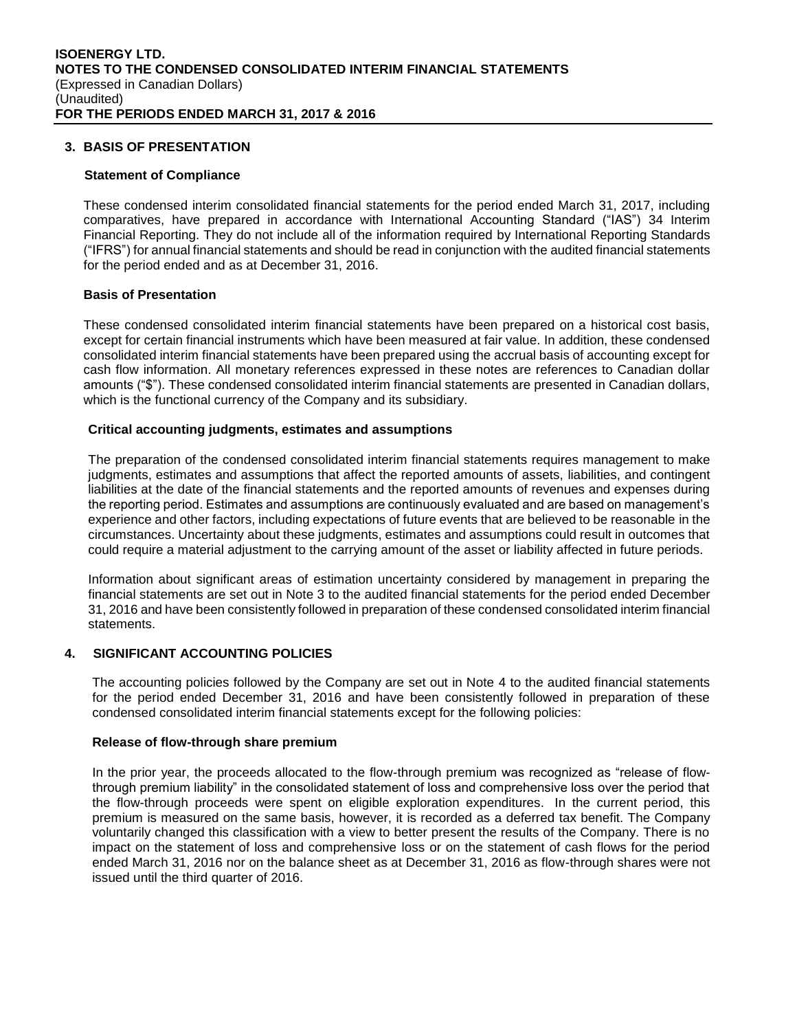## 3. BASIS OF PRESENTATION

### Statement of Compliance

These condensed interim consolidated financial statements for the period ended March 31, 2017, including comparatives, have prepared in accordance with International Accounting Standard ("IAS") 34 Interim Financial Reporting. They do not include all of the information required by International Reporting Standards ("IFRS") for annual financial statements and should be read in conjunction with the audited financial statements for the period ended and as at December 31, 2016.

### Basis of Presentation

These condensed consolidated interim financial statements have been prepared on a historical cost basis, except for certain financial instruments which have been measured at fair value. In addition, these condensed consolidated interim financial statements have been prepared using the accrual basis of accounting except for cash flow information. All monetary references expressed in these notes are references to Canadian dollar amounts ("$"). These condensed consolidated interim financial statements are presented in Canadian dollars, which is the functional currency of the Company and its subsidiary.

### Critical accounting judgments, estimates and assumptions

The preparation of the condensed consolidated interim financial statements requires management to make judgments, estimates and assumptions that affect the reported amounts of assets, liabilities, and contingent liabilities at the date of the financial statements and the reported amounts of revenues and expenses during the reporting period. Estimates and assumptions are continuously evaluated and are based on management's experience and other factors, including expectations of future events that are believed to be reasonable in the circumstances. Uncertainty about these judgments, estimates and assumptions could result in outcomes that could require a material adjustment to the carrying amount of the asset or liability affected in future periods.

Information about significant areas of estimation uncertainty considered by management in preparing the financial statements are set out in Note 3 to the audited financial statements for the period ended December 31, 2016 and have been consistently followed in preparation of these condensed consolidated interim financial statements.

## 4. SIGNIFICANT ACCOUNTING POLICIES

The accounting policies followed by the Company are set out in Note 4 to the audited financial statements for the period ended December 31, 2016 and have been consistently followed in preparation of these condensed consolidated interim financial statements except for the following policies:

### Release of flow-through share premium

In the prior year, the proceeds allocated to the flow-through premium was recognized as "release of flow-through premium liability" in the consolidated statement of loss and comprehensive loss over the period that the flow-through proceeds were spent on eligible exploration expenditures. In the current period, this premium is measured on the same basis, however, it is recorded as a deferred tax benefit. The Company voluntarily changed this classification with a view to better present the results of the Company. There is no impact on the statement of loss and comprehensive loss or on the statement of cash flows for the period ended March 31, 2016 nor on the balance sheet as at December 31, 2016 as flow-through shares were not issued until the third quarter of 2016.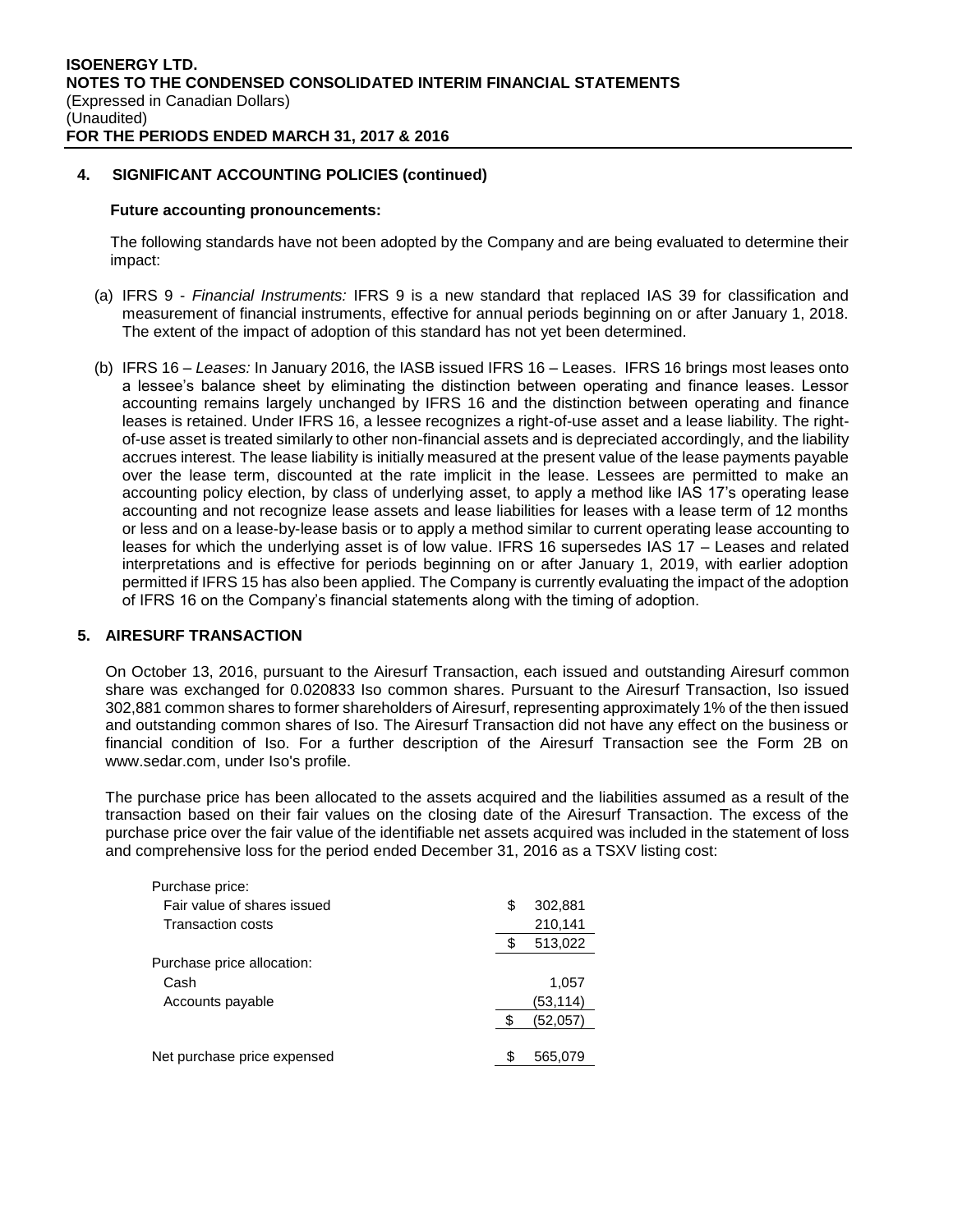### 4. SIGNIFICANT ACCOUNTING POLICIES (continued)

**Future accounting pronouncements:**

The following standards have not been adopted by the Company and are being evaluated to determine their impact:

(a) IFRS 9 - *Financial Instruments:* IFRS 9 is a new standard that replaced IAS 39 for classification and measurement of financial instruments, effective for annual periods beginning on or after January 1, 2018. The extent of the impact of adoption of this standard has not yet been determined.

(b) IFRS 16 – *Leases:* In January 2016, the IASB issued IFRS 16 – Leases. IFRS 16 brings most leases onto a lessee's balance sheet by eliminating the distinction between operating and finance leases. Lessor accounting remains largely unchanged by IFRS 16 and the distinction between operating and finance leases is retained. Under IFRS 16, a lessee recognizes a right-of-use asset and a lease liability. The right-of-use asset is treated similarly to other non-financial assets and is depreciated accordingly, and the liability accrues interest. The lease liability is initially measured at the present value of the lease payments payable over the lease term, discounted at the rate implicit in the lease. Lessees are permitted to make an accounting policy election, by class of underlying asset, to apply a method like IAS 17's operating lease accounting and not recognize lease assets and lease liabilities for leases with a lease term of 12 months or less and on a lease-by-lease basis or to apply a method similar to current operating lease accounting to leases for which the underlying asset is of low value. IFRS 16 supersedes IAS 17 – Leases and related interpretations and is effective for periods beginning on or after January 1, 2019, with earlier adoption permitted if IFRS 15 has also been applied. The Company is currently evaluating the impact of the adoption of IFRS 16 on the Company's financial statements along with the timing of adoption.

### 5. AIRESURF TRANSACTION

On October 13, 2016, pursuant to the Airesurf Transaction, each issued and outstanding Airesurf common share was exchanged for 0.020833 Iso common shares. Pursuant to the Airesurf Transaction, Iso issued 302,881 common shares to former shareholders of Airesurf, representing approximately 1% of the then issued and outstanding common shares of Iso. The Airesurf Transaction did not have any effect on the business or financial condition of Iso. For a further description of the Airesurf Transaction see the Form 2B on www.sedar.com, under Iso's profile.

The purchase price has been allocated to the assets acquired and the liabilities assumed as a result of the transaction based on their fair values on the closing date of the Airesurf Transaction. The excess of the purchase price over the fair value of the identifiable net assets acquired was included in the statement of loss and comprehensive loss for the period ended December 31, 2016 as a TSXV listing cost:

| | |
|---|---|
| Purchase price: | |
| Fair value of shares issued | $ 302,881 |
| Transaction costs | 210,141 |
| | $ 513,022 |
| Purchase price allocation: | |
| Cash | 1,057 |
| Accounts payable | (53,114) |
| | $ (52,057) |
| Net purchase price expensed | $ 565,079 |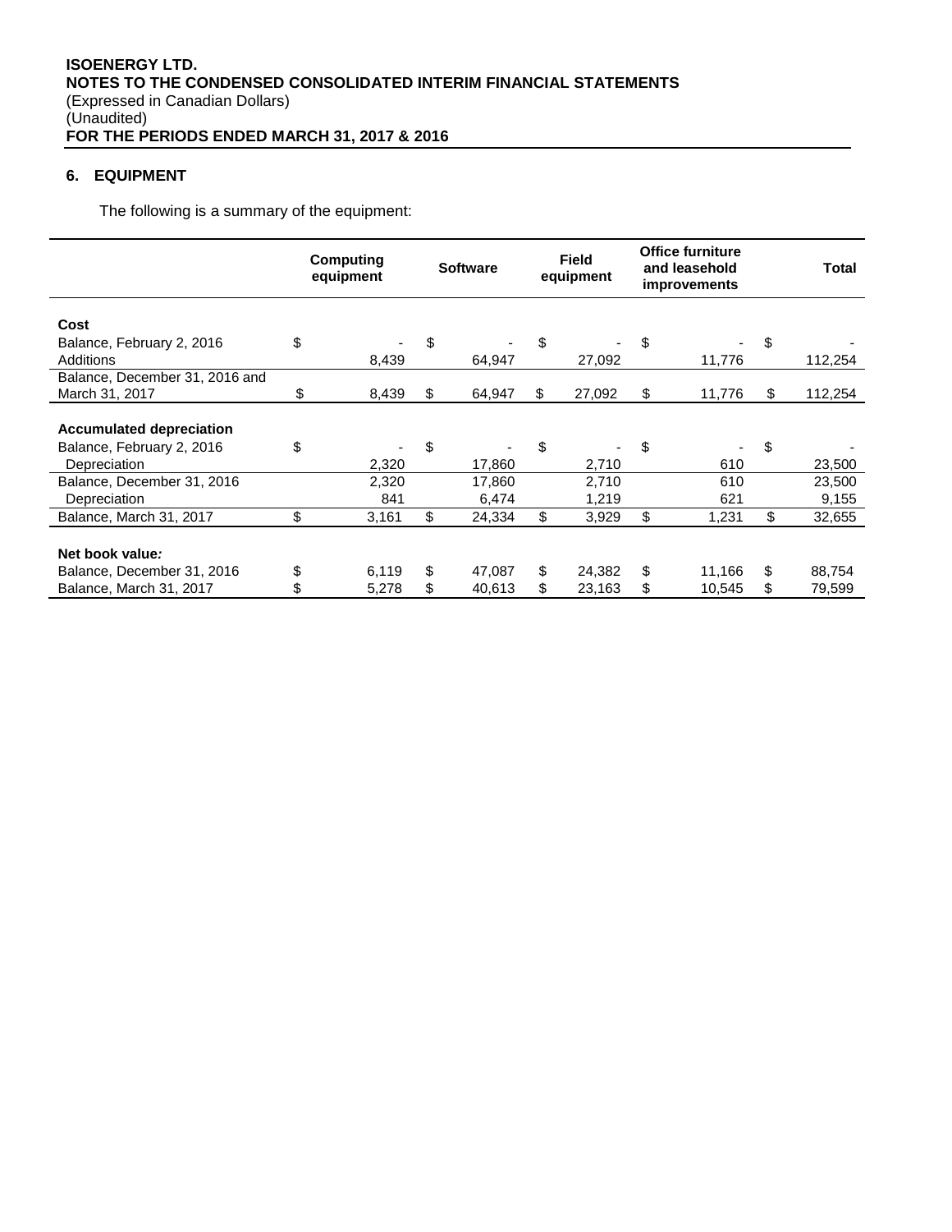## 6. EQUIPMENT

The following is a summary of the equipment:

| | Computing equipment | Software | Field equipment | Office furniture and leasehold improvements | Total |
|---|---|---|---|---|---|
| **Cost** | | | | | |
| Balance, February 2, 2016 | $ - | $ - | $ - | $ - | $ - |
| Additions | 8,439 | 64,947 | 27,092 | 11,776 | 112,254 |
| Balance, December 31, 2016 and March 31, 2017 | $ 8,439 | $ 64,947 | $ 27,092 | $ 11,776 | $ 112,254 |
| **Accumulated depreciation** | | | | | |
| Balance, February 2, 2016 | $ - | $ - | $ - | $ - | $ - |
| Depreciation | 2,320 | 17,860 | 2,710 | 610 | 23,500 |
| Balance, December 31, 2016 | 2,320 | 17,860 | 2,710 | 610 | 23,500 |
| Depreciation | 841 | 6,474 | 1,219 | 621 | 9,155 |
| Balance, March 31, 2017 | $ 3,161 | $ 24,334 | $ 3,929 | $ 1,231 | $ 32,655 |
| **Net book value:** | | | | | |
| Balance, December 31, 2016 | $ 6,119 | $ 47,087 | $ 24,382 | $ 11,166 | $ 88,754 |
| Balance, March 31, 2017 | $ 5,278 | $ 40,613 | $ 23,163 | $ 10,545 | $ 79,599 |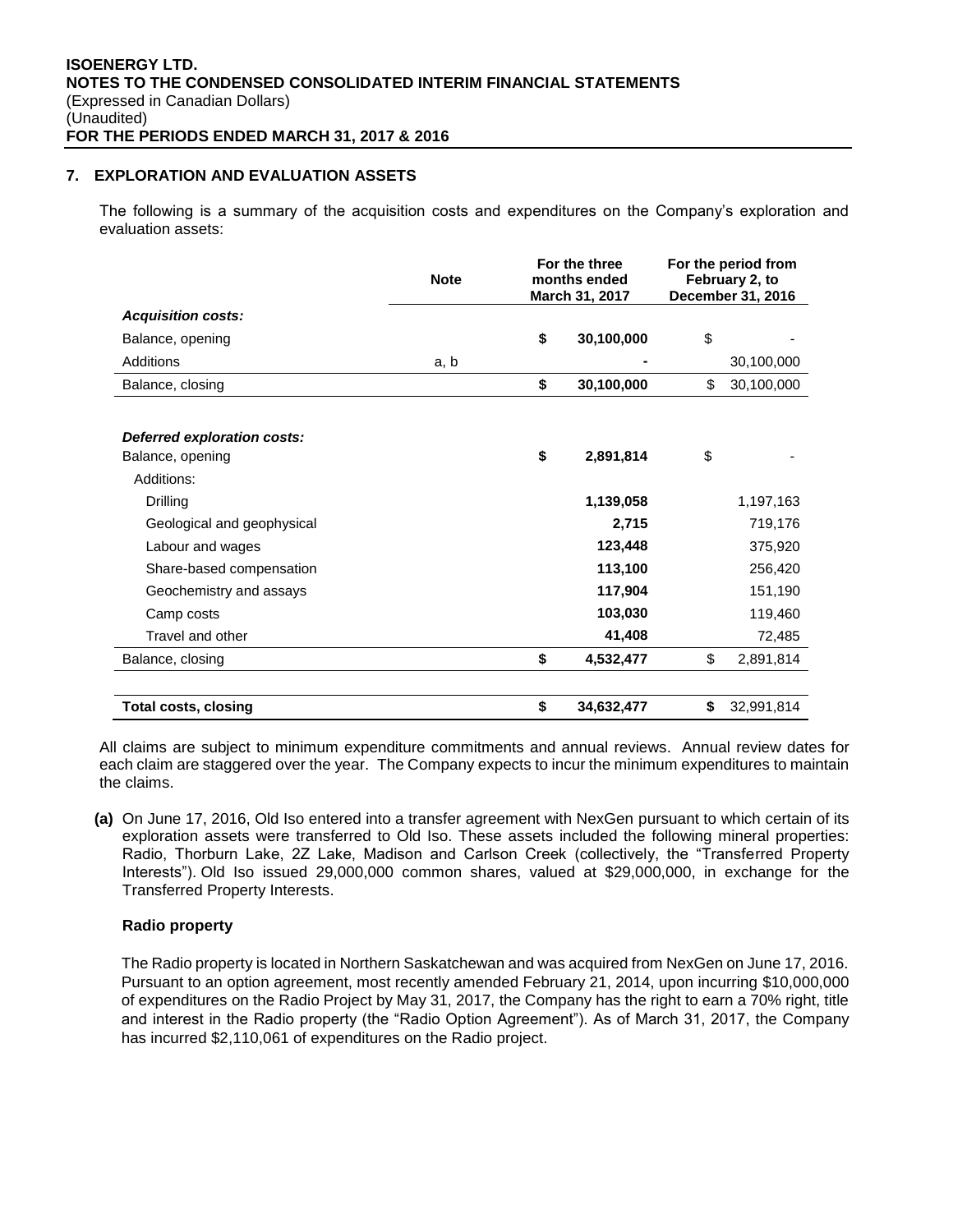## 7. EXPLORATION AND EVALUATION ASSETS

The following is a summary of the acquisition costs and expenditures on the Company's exploration and evaluation assets:

| | Note | For the three months ended March 31, 2017 | For the period from February 2, to December 31, 2016 |
|---|---|---|---|
| ***Acquisition costs:*** | | | |
| Balance, opening | | **$ 30,100,000** | $ - |
| Additions | a, b | **-** | 30,100,000 |
| Balance, closing | | **$ 30,100,000** | $ 30,100,000 |
| | | | |
| ***Deferred exploration costs:*** | | | |
| Balance, opening | | **$ 2,891,814** | $ - |
| Additions: | | | |
| Drilling | | **1,139,058** | 1,197,163 |
| Geological and geophysical | | **2,715** | 719,176 |
| Labour and wages | | **123,448** | 375,920 |
| Share-based compensation | | **113,100** | 256,420 |
| Geochemistry and assays | | **117,904** | 151,190 |
| Camp costs | | **103,030** | 119,460 |
| Travel and other | | **41,408** | 72,485 |
| Balance, closing | | **$ 4,532,477** | $ 2,891,814 |
| | | | |
| **Total costs, closing** | | **$ 34,632,477** | **$** 32,991,814 |

All claims are subject to minimum expenditure commitments and annual reviews. Annual review dates for each claim are staggered over the year. The Company expects to incur the minimum expenditures to maintain the claims.

**(a)** On June 17, 2016, Old Iso entered into a transfer agreement with NexGen pursuant to which certain of its exploration assets were transferred to Old Iso. These assets included the following mineral properties: Radio, Thorburn Lake, 2Z Lake, Madison and Carlson Creek (collectively, the "Transferred Property Interests"). Old Iso issued 29,000,000 common shares, valued at $29,000,000, in exchange for the Transferred Property Interests.

**Radio property**

The Radio property is located in Northern Saskatchewan and was acquired from NexGen on June 17, 2016. Pursuant to an option agreement, most recently amended February 21, 2014, upon incurring $10,000,000 of expenditures on the Radio Project by May 31, 2017, the Company has the right to earn a 70% right, title and interest in the Radio property (the "Radio Option Agreement"). As of March 31, 2017, the Company has incurred $2,110,061 of expenditures on the Radio project.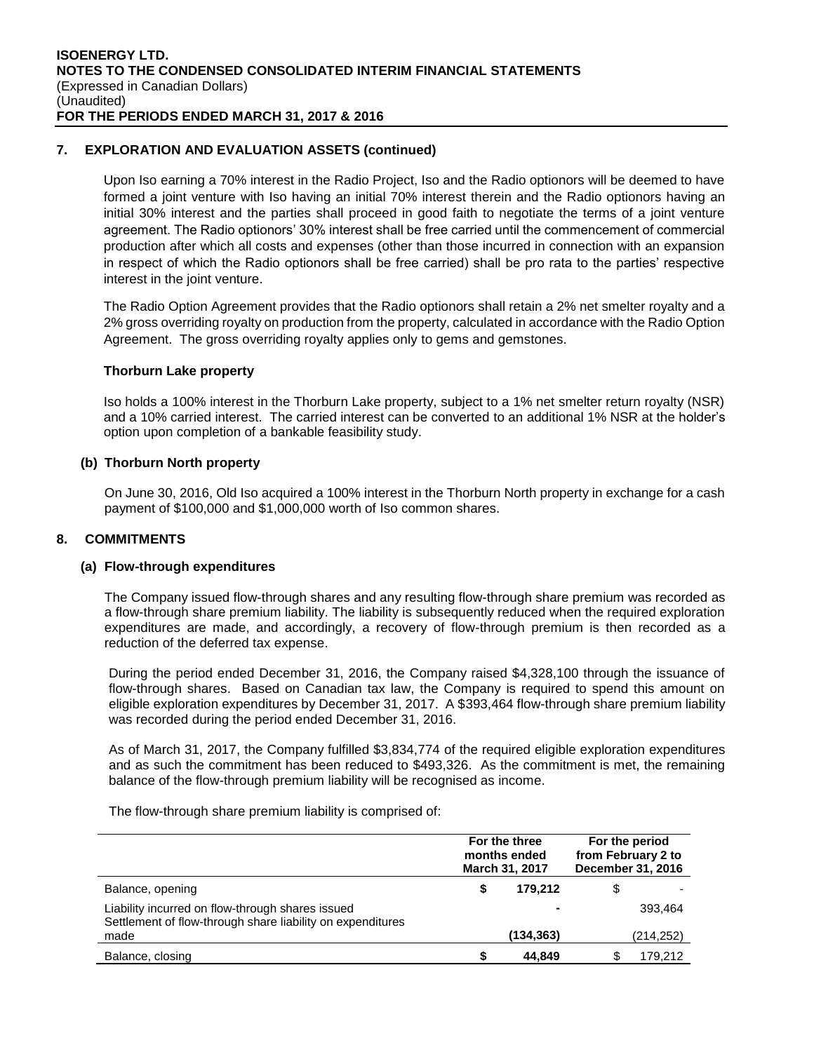## 7. EXPLORATION AND EVALUATION ASSETS (continued)

Upon Iso earning a 70% interest in the Radio Project, Iso and the Radio optionors will be deemed to have formed a joint venture with Iso having an initial 70% interest therein and the Radio optionors having an initial 30% interest and the parties shall proceed in good faith to negotiate the terms of a joint venture agreement. The Radio optionors' 30% interest shall be free carried until the commencement of commercial production after which all costs and expenses (other than those incurred in connection with an expansion in respect of which the Radio optionors shall be free carried) shall be pro rata to the parties' respective interest in the joint venture.

The Radio Option Agreement provides that the Radio optionors shall retain a 2% net smelter royalty and a 2% gross overriding royalty on production from the property, calculated in accordance with the Radio Option Agreement. The gross overriding royalty applies only to gems and gemstones.

**Thorburn Lake property**

Iso holds a 100% interest in the Thorburn Lake property, subject to a 1% net smelter return royalty (NSR) and a 10% carried interest. The carried interest can be converted to an additional 1% NSR at the holder's option upon completion of a bankable feasibility study.

### (b) Thorburn North property

On June 30, 2016, Old Iso acquired a 100% interest in the Thorburn North property in exchange for a cash payment of $100,000 and $1,000,000 worth of Iso common shares.

## 8. COMMITMENTS

### (a) Flow-through expenditures

The Company issued flow-through shares and any resulting flow-through share premium was recorded as a flow-through share premium liability. The liability is subsequently reduced when the required exploration expenditures are made, and accordingly, a recovery of flow-through premium is then recorded as a reduction of the deferred tax expense.

During the period ended December 31, 2016, the Company raised $4,328,100 through the issuance of flow-through shares. Based on Canadian tax law, the Company is required to spend this amount on eligible exploration expenditures by December 31, 2017. A $393,464 flow-through share premium liability was recorded during the period ended December 31, 2016.

As of March 31, 2017, the Company fulfilled $3,834,774 of the required eligible exploration expenditures and as such the commitment has been reduced to $493,326. As the commitment is met, the remaining balance of the flow-through premium liability will be recognised as income.

The flow-through share premium liability is comprised of:

| | For the three months ended March 31, 2017 | For the period from February 2 to December 31, 2016 |
|---|---|---|
| Balance, opening | $ 179,212 | $ - |
| Liability incurred on flow-through shares issued | - | 393,464 |
| Settlement of flow-through share liability on expenditures made | (134,363) | (214,252) |
| Balance, closing | $ 44,849 | $ 179,212 |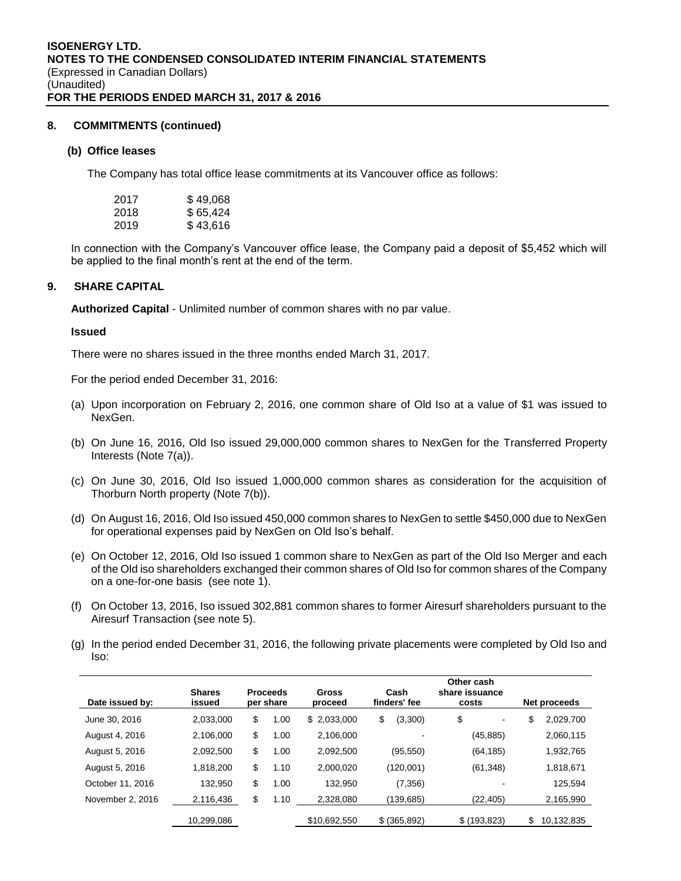## 8. COMMITMENTS (continued)

### (b) Office leases

The Company has total office lease commitments at its Vancouver office as follows:

| | |
|---|---|
| 2017 | $ 49,068 |
| 2018 | $ 65,424 |
| 2019 | $ 43,616 |

In connection with the Company's Vancouver office lease, the Company paid a deposit of $5,452 which will be applied to the final month's rent at the end of the term.

## 9. SHARE CAPITAL

**Authorized Capital** - Unlimited number of common shares with no par value.

**Issued**

There were no shares issued in the three months ended March 31, 2017.

For the period ended December 31, 2016:

(a) Upon incorporation on February 2, 2016, one common share of Old Iso at a value of $1 was issued to NexGen.

(b) On June 16, 2016, Old Iso issued 29,000,000 common shares to NexGen for the Transferred Property Interests (Note 7(a)).

(c) On June 30, 2016, Old Iso issued 1,000,000 common shares as consideration for the acquisition of Thorburn North property (Note 7(b)).

(d) On August 16, 2016, Old Iso issued 450,000 common shares to NexGen to settle $450,000 due to NexGen for operational expenses paid by NexGen on Old Iso's behalf.

(e) On October 12, 2016, Old Iso issued 1 common share to NexGen as part of the Old Iso Merger and each of the Old iso shareholders exchanged their common shares of Old Iso for common shares of the Company on a one-for-one basis (see note 1).

(f) On October 13, 2016, Iso issued 302,881 common shares to former Airesurf shareholders pursuant to the Airesurf Transaction (see note 5).

(g) In the period ended December 31, 2016, the following private placements were completed by Old Iso and Iso:

| Date issued by: | Shares issued | Proceeds per share | Gross proceed | Cash finders' fee | Other cash share issuance costs | Net proceeds |
|---|---|---|---|---|---|---|
| June 30, 2016 | 2,033,000 | $ 1.00 | $ 2,033,000 | $ (3,300) | $ - | $ 2,029,700 |
| August 4, 2016 | 2,106,000 | $ 1.00 | 2,106,000 | - | (45,885) | 2,060,115 |
| August 5, 2016 | 2,092,500 | $ 1.00 | 2,092,500 | (95,550) | (64,185) | 1,932,765 |
| August 5, 2016 | 1,818,200 | $ 1.10 | 2,000,020 | (120,001) | (61,348) | 1,818,671 |
| October 11, 2016 | 132,950 | $ 1.00 | 132,950 | (7,356) | - | 125,594 |
| November 2, 2016 | 2,116,436 | $ 1.10 | 2,328,080 | (139,685) | (22,405) | 2,165,990 |
| | 10,299,086 | | $10,692,550 | $ (365,892) | $ (193,823) | $ 10,132,835 |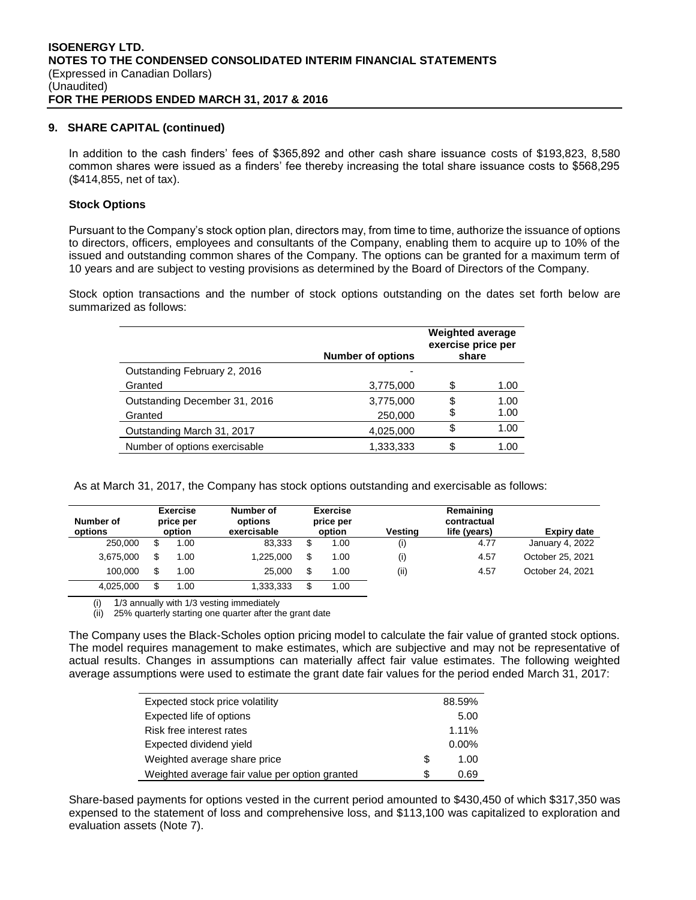## 9. SHARE CAPITAL (continued)

In addition to the cash finders' fees of $365,892 and other cash share issuance costs of $193,823, 8,580 common shares were issued as a finders' fee thereby increasing the total share issuance costs to $568,295 ($414,855, net of tax).

### Stock Options

Pursuant to the Company's stock option plan, directors may, from time to time, authorize the issuance of options to directors, officers, employees and consultants of the Company, enabling them to acquire up to 10% of the issued and outstanding common shares of the Company. The options can be granted for a maximum term of 10 years and are subject to vesting provisions as determined by the Board of Directors of the Company.

Stock option transactions and the number of stock options outstanding on the dates set forth below are summarized as follows:

| | Number of options | Weighted average exercise price per share |
|---|---|---|
| Outstanding February 2, 2016 | - | |
| Granted | 3,775,000 | $ 1.00 |
| Outstanding December 31, 2016 | 3,775,000 | $ 1.00 |
| Granted | 250,000 | $ 1.00 |
| Outstanding March 31, 2017 | 4,025,000 | $ 1.00 |
| Number of options exercisable | 1,333,333 | $ 1.00 |

As at March 31, 2017, the Company has stock options outstanding and exercisable as follows:

| Number of options | Exercise price per option | Number of options exercisable | Exercise price per option | Vesting | Remaining contractual life (years) | Expiry date |
|---|---|---|---|---|---|---|
| 250,000 | $ 1.00 | 83,333 | $ 1.00 | (i) | 4.77 | January 4, 2022 |
| 3,675,000 | $ 1.00 | 1,225,000 | $ 1.00 | (i) | 4.57 | October 25, 2021 |
| 100,000 | $ 1.00 | 25,000 | $ 1.00 | (ii) | 4.57 | October 24, 2021 |
| 4,025,000 | $ 1.00 | 1,333,333 | $ 1.00 | | | |

(i) 1/3 annually with 1/3 vesting immediately
(ii) 25% quarterly starting one quarter after the grant date

The Company uses the Black-Scholes option pricing model to calculate the fair value of granted stock options. The model requires management to make estimates, which are subjective and may not be representative of actual results. Changes in assumptions can materially affect fair value estimates. The following weighted average assumptions were used to estimate the grant date fair values for the period ended March 31, 2017:

| | |
|---|---|
| Expected stock price volatility | 88.59% |
| Expected life of options | 5.00 |
| Risk free interest rates | 1.11% |
| Expected dividend yield | 0.00% |
| Weighted average share price | $ 1.00 |
| Weighted average fair value per option granted | $ 0.69 |

Share-based payments for options vested in the current period amounted to $430,450 of which $317,350 was expensed to the statement of loss and comprehensive loss, and $113,100 was capitalized to exploration and evaluation assets (Note 7).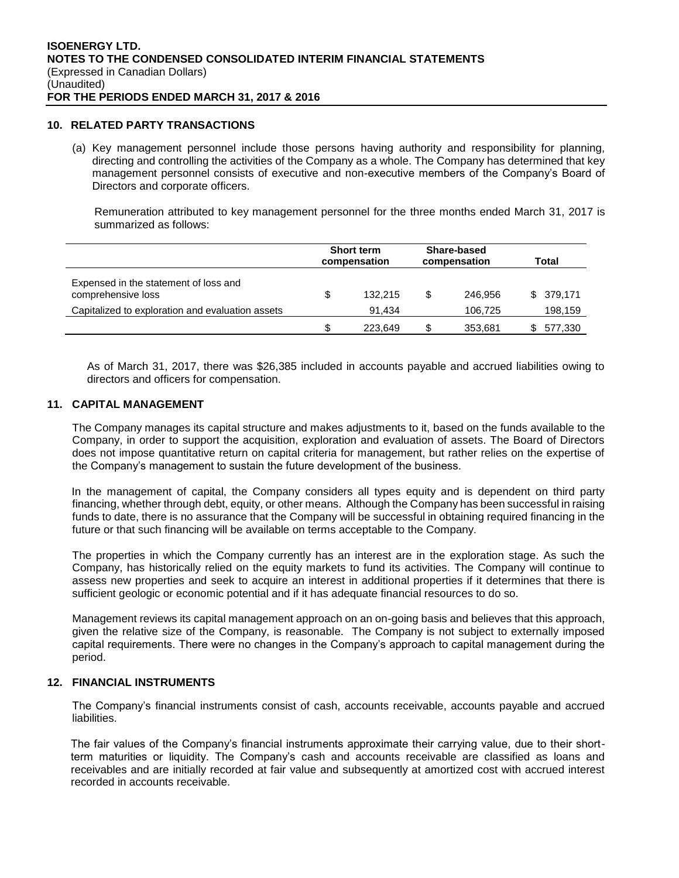## 10. RELATED PARTY TRANSACTIONS

(a) Key management personnel include those persons having authority and responsibility for planning, directing and controlling the activities of the Company as a whole. The Company has determined that key management personnel consists of executive and non-executive members of the Company's Board of Directors and corporate officers.

Remuneration attributed to key management personnel for the three months ended March 31, 2017 is summarized as follows:

| | Short term compensation | Share-based compensation | Total |
|---|---|---|---|
| Expensed in the statement of loss and comprehensive loss | $ 132,215 | $ 246,956 | $ 379,171 |
| Capitalized to exploration and evaluation assets | 91,434 | 106,725 | 198,159 |
| | $ 223,649 | $ 353,681 | $ 577,330 |

As of March 31, 2017, there was $26,385 included in accounts payable and accrued liabilities owing to directors and officers for compensation.

## 11. CAPITAL MANAGEMENT

The Company manages its capital structure and makes adjustments to it, based on the funds available to the Company, in order to support the acquisition, exploration and evaluation of assets. The Board of Directors does not impose quantitative return on capital criteria for management, but rather relies on the expertise of the Company's management to sustain the future development of the business.

In the management of capital, the Company considers all types equity and is dependent on third party financing, whether through debt, equity, or other means. Although the Company has been successful in raising funds to date, there is no assurance that the Company will be successful in obtaining required financing in the future or that such financing will be available on terms acceptable to the Company.

The properties in which the Company currently has an interest are in the exploration stage. As such the Company, has historically relied on the equity markets to fund its activities. The Company will continue to assess new properties and seek to acquire an interest in additional properties if it determines that there is sufficient geologic or economic potential and if it has adequate financial resources to do so.

Management reviews its capital management approach on an on-going basis and believes that this approach, given the relative size of the Company, is reasonable. The Company is not subject to externally imposed capital requirements. There were no changes in the Company's approach to capital management during the period.

## 12. FINANCIAL INSTRUMENTS

The Company's financial instruments consist of cash, accounts receivable, accounts payable and accrued liabilities.

The fair values of the Company's financial instruments approximate their carrying value, due to their short-term maturities or liquidity. The Company's cash and accounts receivable are classified as loans and receivables and are initially recorded at fair value and subsequently at amortized cost with accrued interest recorded in accounts receivable.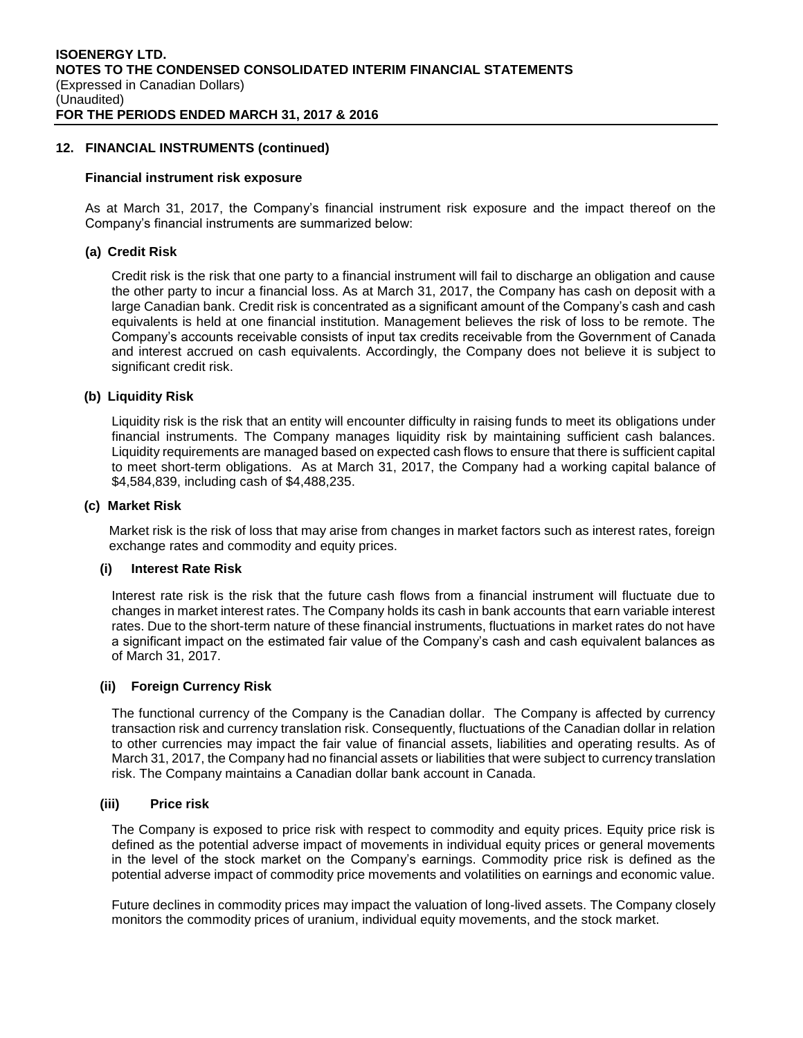## 12. FINANCIAL INSTRUMENTS (continued)

### Financial instrument risk exposure

As at March 31, 2017, the Company's financial instrument risk exposure and the impact thereof on the Company's financial instruments are summarized below:

#### (a) Credit Risk

Credit risk is the risk that one party to a financial instrument will fail to discharge an obligation and cause the other party to incur a financial loss. As at March 31, 2017, the Company has cash on deposit with a large Canadian bank. Credit risk is concentrated as a significant amount of the Company's cash and cash equivalents is held at one financial institution. Management believes the risk of loss to be remote. The Company's accounts receivable consists of input tax credits receivable from the Government of Canada and interest accrued on cash equivalents. Accordingly, the Company does not believe it is subject to significant credit risk.

#### (b) Liquidity Risk

Liquidity risk is the risk that an entity will encounter difficulty in raising funds to meet its obligations under financial instruments. The Company manages liquidity risk by maintaining sufficient cash balances. Liquidity requirements are managed based on expected cash flows to ensure that there is sufficient capital to meet short-term obligations. As at March 31, 2017, the Company had a working capital balance of $4,584,839, including cash of $4,488,235.

#### (c) Market Risk

Market risk is the risk of loss that may arise from changes in market factors such as interest rates, foreign exchange rates and commodity and equity prices.

##### (i) Interest Rate Risk

Interest rate risk is the risk that the future cash flows from a financial instrument will fluctuate due to changes in market interest rates. The Company holds its cash in bank accounts that earn variable interest rates. Due to the short-term nature of these financial instruments, fluctuations in market rates do not have a significant impact on the estimated fair value of the Company's cash and cash equivalent balances as of March 31, 2017.

##### (ii) Foreign Currency Risk

The functional currency of the Company is the Canadian dollar. The Company is affected by currency transaction risk and currency translation risk. Consequently, fluctuations of the Canadian dollar in relation to other currencies may impact the fair value of financial assets, liabilities and operating results. As of March 31, 2017, the Company had no financial assets or liabilities that were subject to currency translation risk. The Company maintains a Canadian dollar bank account in Canada.

##### (iii) Price risk

The Company is exposed to price risk with respect to commodity and equity prices. Equity price risk is defined as the potential adverse impact of movements in individual equity prices or general movements in the level of the stock market on the Company's earnings. Commodity price risk is defined as the potential adverse impact of commodity price movements and volatilities on earnings and economic value.

Future declines in commodity prices may impact the valuation of long-lived assets. The Company closely monitors the commodity prices of uranium, individual equity movements, and the stock market.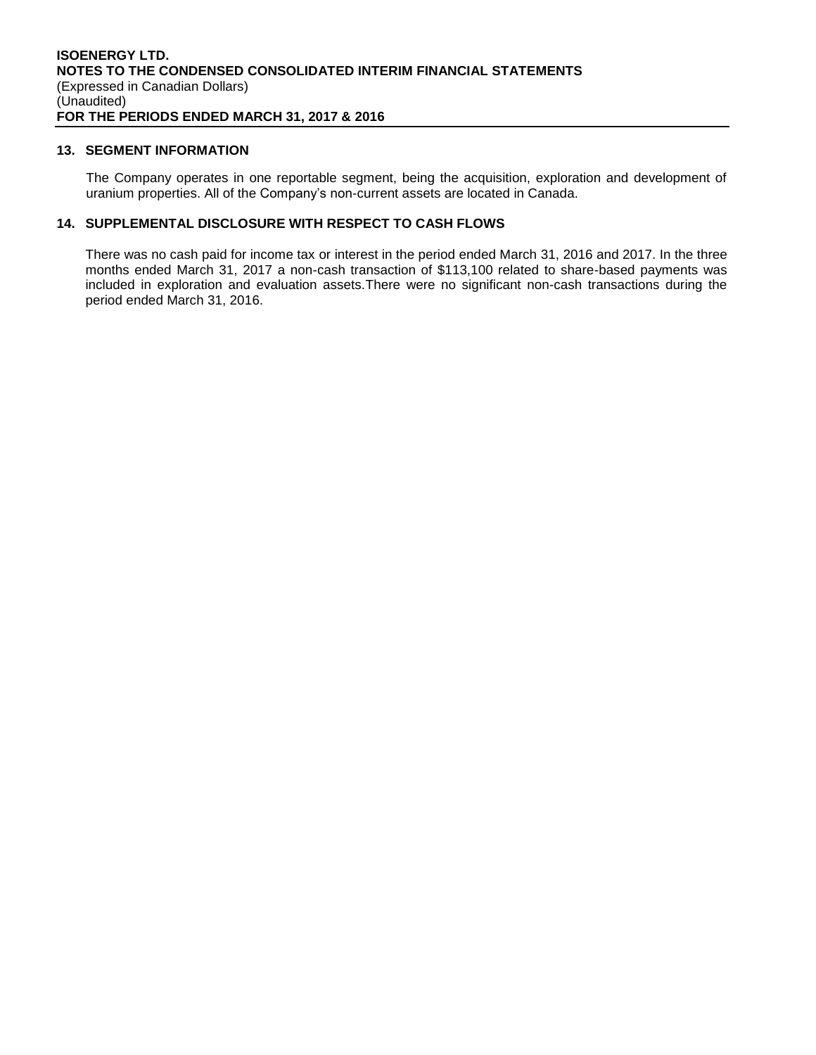## 13. SEGMENT INFORMATION

The Company operates in one reportable segment, being the acquisition, exploration and development of uranium properties. All of the Company's non-current assets are located in Canada.

## 14. SUPPLEMENTAL DISCLOSURE WITH RESPECT TO CASH FLOWS

There was no cash paid for income tax or interest in the period ended March 31, 2016 and 2017. In the three months ended March 31, 2017 a non-cash transaction of $113,100 related to share-based payments was included in exploration and evaluation assets.There were no significant non-cash transactions during the period ended March 31, 2016.